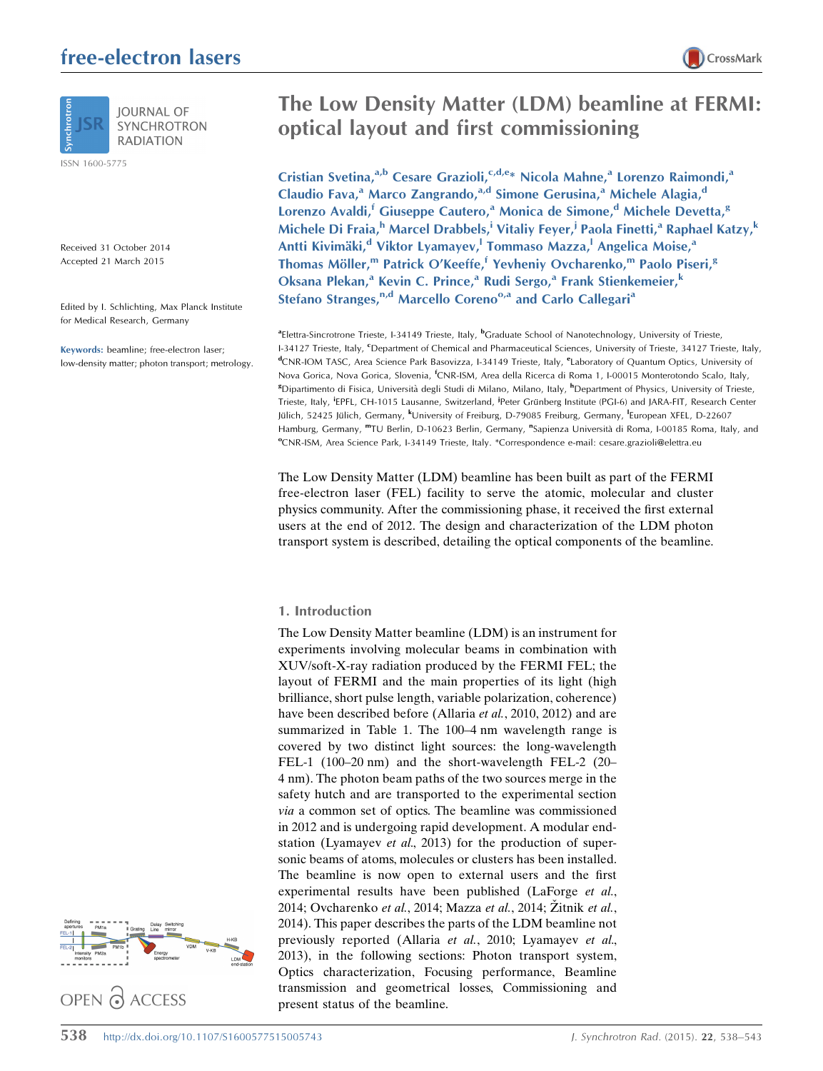# The Low Density Matter (LDM) beamline at FERMI: optical layout and first commissioning

Cristian Svetina,[a,b] Cesare Grazioli,[c,d,e]* Nicola Mahne,[a] Lorenzo Raimondi,[a] Claudio Fava,[a] Marco Zangrando,[a,d] Simone Gerusina,[a] Michele Alagia,[d] Lorenzo Avaldi,[f] Giuseppe Cautero,[a] Monica de Simone,[d] Michele Devetta,[g] Michele Di Fraia,[h] Marcel Drabbels,[i] Vitaliy Feyer,[j] Paola Finetti,[a] Raphael Katzy,[k] Antti Kivimäki,[d] Viktor Lyamayev,[l] Tommaso Mazza,[l] Angelica Moise,[a] Thomas Möller,[m] Patrick O'Keeffe,[f] Yevheniy Ovcharenko,[m] Paolo Piseri,[g] Oksana Plekan,[a] Kevin C. Prince,[a] Rudi Sergo,[a] Frank Stienkemeier,[k] Stefano Stranges,[n,d] Marcello Coreno[o,a] and Carlo Callegari[a]

[a]Elettra-Sincrotrone Trieste, I-34149 Trieste, Italy, [b]Graduate School of Nanotechnology, University of Trieste, I-34127 Trieste, Italy, [c]Department of Chemical and Pharmaceutical Sciences, University of Trieste, 34127 Trieste, Italy, [d]CNR-IOM TASC, Area Science Park Basovizza, I-34149 Trieste, Italy, [e]Laboratory of Quantum Optics, University of Nova Gorica, Nova Gorica, Slovenia, [f]CNR-ISM, Area della Ricerca di Roma 1, I-00015 Monterotondo Scalo, Italy, [g]Dipartimento di Fisica, Università degli Studi di Milano, Milano, Italy, [h]Department of Physics, University of Trieste, Trieste, Italy, [i]EPFL, CH-1015 Lausanne, Switzerland, [j]Peter Grünberg Institute (PGI-6) and JARA-FIT, Research Center Jülich, 52425 Jülich, Germany, [k]University of Freiburg, D-79085 Freiburg, Germany, [l]European XFEL, D-22607 Hamburg, Germany, [m]TU Berlin, D-10623 Berlin, Germany, [n]Sapienza Università di Roma, I-00185 Roma, Italy, and [o]CNR-ISM, Area Science Park, I-34149 Trieste, Italy. *Correspondence e-mail: cesare.grazioli@elettra.eu

Received 31 October 2014
Accepted 21 March 2015

Edited by I. Schlichting, Max Planck Institute for Medical Research, Germany

**Keywords:** beamline; free-electron laser; low-density matter; photon transport; metrology.

The Low Density Matter (LDM) beamline has been built as part of the FERMI free-electron laser (FEL) facility to serve the atomic, molecular and cluster physics community. After the commissioning phase, it received the first external users at the end of 2012. The design and characterization of the LDM photon transport system is described, detailing the optical components of the beamline.

## 1. Introduction

The Low Density Matter beamline (LDM) is an instrument for experiments involving molecular beams in combination with XUV/soft-X-ray radiation produced by the FERMI FEL; the layout of FERMI and the main properties of its light (high brilliance, short pulse length, variable polarization, coherence) have been described before (Allaria *et al.*, 2010, 2012) and are summarized in Table 1. The 100–4 nm wavelength range is covered by two distinct light sources: the long-wavelength FEL-1 (100–20 nm) and the short-wavelength FEL-2 (20–4 nm). The photon beam paths of the two sources merge in the safety hutch and are transported to the experimental section *via* a common set of optics. The beamline was commissioned in 2012 and is undergoing rapid development. A modular end-station (Lyamayev *et al.*, 2013) for the production of supersonic beams of atoms, molecules or clusters has been installed. The beamline is now open to external users and the first experimental results have been published (LaForge *et al.*, 2014; Ovcharenko *et al.*, 2014; Mazza *et al.*, 2014; Žitnik *et al.*, 2014). This paper describes the parts of the LDM beamline not previously reported (Allaria *et al.*, 2010; Lyamayev *et al.*, 2013), in the following sections: Photon transport system, Optics characterization, Focusing performance, Beamline transmission and geometrical losses, Commissioning and present status of the beamline.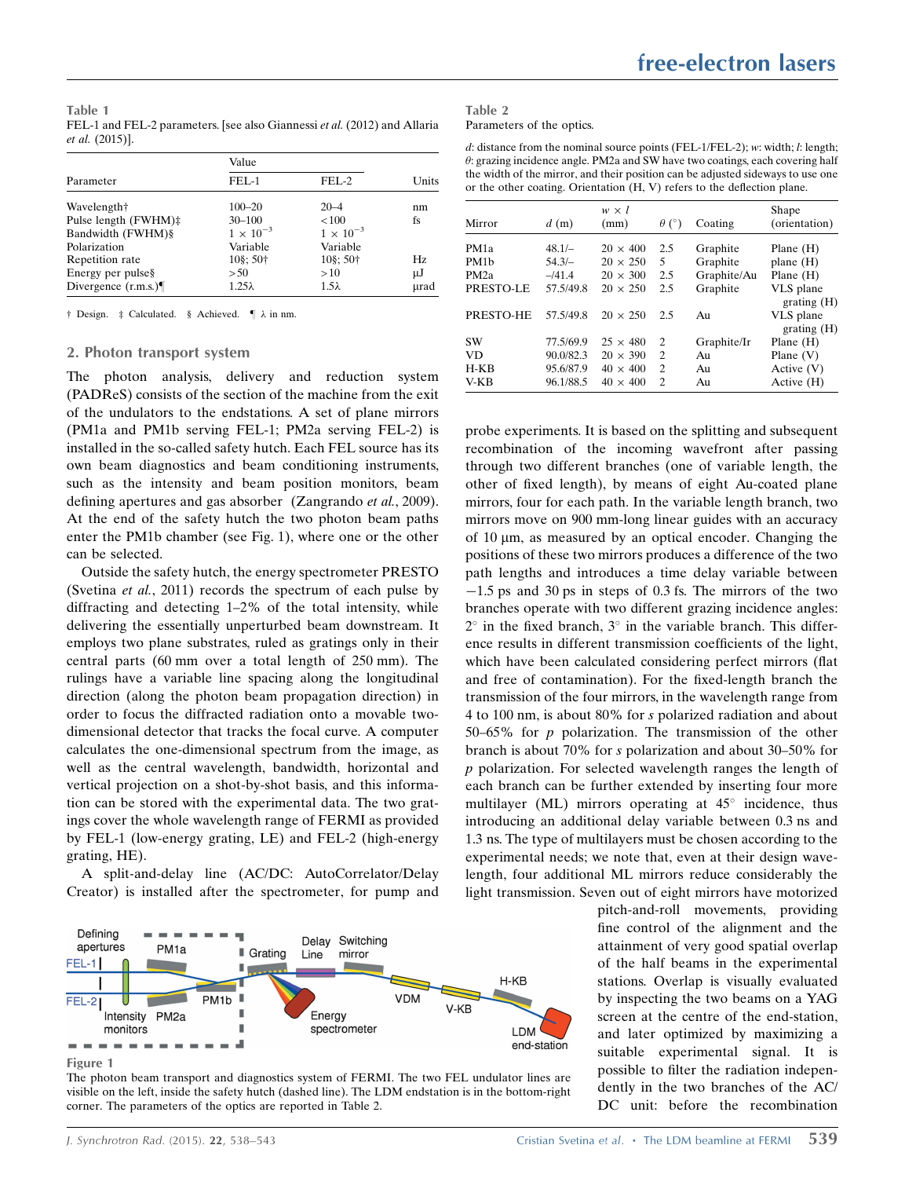**Table 1**
FEL-1 and FEL-2 parameters. [see also Giannessi *et al.* (2012) and Allaria *et al.* (2015)].

| Parameter | Value | | Units |
|---|---|---|---|
| | FEL-1 | FEL-2 | |
| Wavelength† | 100–20 | 20–4 | nm |
| Pulse length (FWHM)‡ | 30–100 | <100 | fs |
| Bandwidth (FWHM)§ | $1 \times 10^{-3}$ | $1 \times 10^{-3}$ | |
| Polarization | Variable | Variable | |
| Repetition rate | 10§; 50† | 10§; 50† | Hz |
| Energy per pulse§ | >50 | >10 | μJ |
| Divergence (r.m.s.)¶ | 1.25λ | 1.5λ | μrad |

† Design. ‡ Calculated. § Achieved. ¶ λ in nm.

## 2. Photon transport system

The photon analysis, delivery and reduction system (PADReS) consists of the section of the machine from the exit of the undulators to the endstations. A set of plane mirrors (PM1a and PM1b serving FEL-1; PM2a serving FEL-2) is installed in the so-called safety hutch. Each FEL source has its own beam diagnostics and beam conditioning instruments, such as the intensity and beam position monitors, beam defining apertures and gas absorber (Zangrando *et al.*, 2009). At the end of the safety hutch the two photon beam paths enter the PM1b chamber (see Fig. 1), where one or the other can be selected.

Outside the safety hutch, the energy spectrometer PRESTO (Svetina *et al.*, 2011) records the spectrum of each pulse by diffracting and detecting 1–2% of the total intensity, while delivering the essentially unperturbed beam downstream. It employs two plane substrates, ruled as gratings only in their central parts (60 mm over a total length of 250 mm). The rulings have a variable line spacing along the longitudinal direction (along the photon beam propagation direction) in order to focus the diffracted radiation onto a movable two-dimensional detector that tracks the focal curve. A computer calculates the one-dimensional spectrum from the image, as well as the central wavelength, bandwidth, horizontal and vertical projection on a shot-by-shot basis, and this information can be stored with the experimental data. The two gratings cover the whole wavelength range of FERMI as provided by FEL-1 (low-energy grating, LE) and FEL-2 (high-energy grating, HE).

A split-and-delay line (AC/DC: AutoCorrelator/Delay Creator) is installed after the spectrometer, for pump and probe experiments. It is based on the splitting and subsequent recombination of the incoming wavefront after passing through two different branches (one of variable length, the other of fixed length), by means of eight Au-coated plane mirrors, four for each path. In the variable length branch, two mirrors move on 900 mm-long linear guides with an accuracy of 10 μm, as measured by an optical encoder. Changing the positions of these two mirrors produces a difference of the two path lengths and introduces a time delay variable between −1.5 ps and 30 ps in steps of 0.3 fs. The mirrors of the two branches operate with two different grazing incidence angles: 2° in the fixed branch, 3° in the variable branch. This difference results in different transmission coefficients of the light, which have been calculated considering perfect mirrors (flat and free of contamination). For the fixed-length branch the transmission of the four mirrors, in the wavelength range from 4 to 100 nm, is about 80% for *s* polarized radiation and about 50–65% for *p* polarization. The transmission of the other branch is about 70% for *s* polarization and about 30–50% for *p* polarization. For selected wavelength ranges the length of each branch can be further extended by inserting four more multilayer (ML) mirrors operating at 45° incidence, thus introducing an additional delay variable between 0.3 ns and 1.3 ns. The type of multilayers must be chosen according to the experimental needs; we note that, even at their design wavelength, four additional ML mirrors reduce considerably the light transmission. Seven out of eight mirrors have motorized pitch-and-roll movements, providing fine control of the alignment and the attainment of very good spatial overlap of the half beams in the experimental stations. Overlap is visually evaluated by inspecting the two beams on a YAG screen at the centre of the end-station, and later optimized by maximizing a suitable experimental signal. It is possible to filter the radiation independently in the two branches of the AC/DC unit: before the recombination

**Table 2**
Parameters of the optics.

*d*: distance from the nominal source points (FEL-1/FEL-2); *w*: width; *l*: length; *θ*: grazing incidence angle. PM2a and SW have two coatings, each covering half the width of the mirror, and their position can be adjusted sideways to use one or the other coating. Orientation (H, V) refers to the deflection plane.

| Mirror | *d* (m) | *w* × *l* (mm) | *θ* (°) | Coating | Shape (orientation) |
|---|---|---|---|---|---|
| PM1a | 48.1/– | 20 × 400 | 2.5 | Graphite | Plane (H) |
| PM1b | 54.3/– | 20 × 250 | 5 | Graphite | plane (H) |
| PM2a | –/41.4 | 20 × 300 | 2.5 | Graphite/Au | Plane (H) |
| PRESTO-LE | 57.5/49.8 | 20 × 250 | 2.5 | Graphite | VLS plane grating (H) |
| PRESTO-HE | 57.5/49.8 | 20 × 250 | 2.5 | Au | VLS plane grating (H) |
| SW | 77.5/69.9 | 25 × 480 | 2 | Graphite/Ir | Plane (H) |
| VD | 90.0/82.3 | 20 × 390 | 2 | Au | Plane (V) |
| H-KB | 95.6/87.9 | 40 × 400 | 2 | Au | Active (V) |
| V-KB | 96.1/88.5 | 40 × 400 | 2 | Au | Active (H) |

**Figure 1**
The photon beam transport and diagnostics system of FERMI. The two FEL undulator lines are visible on the left, inside the safety hutch (dashed line). The LDM endstation is in the bottom-right corner. The parameters of the optics are reported in Table 2.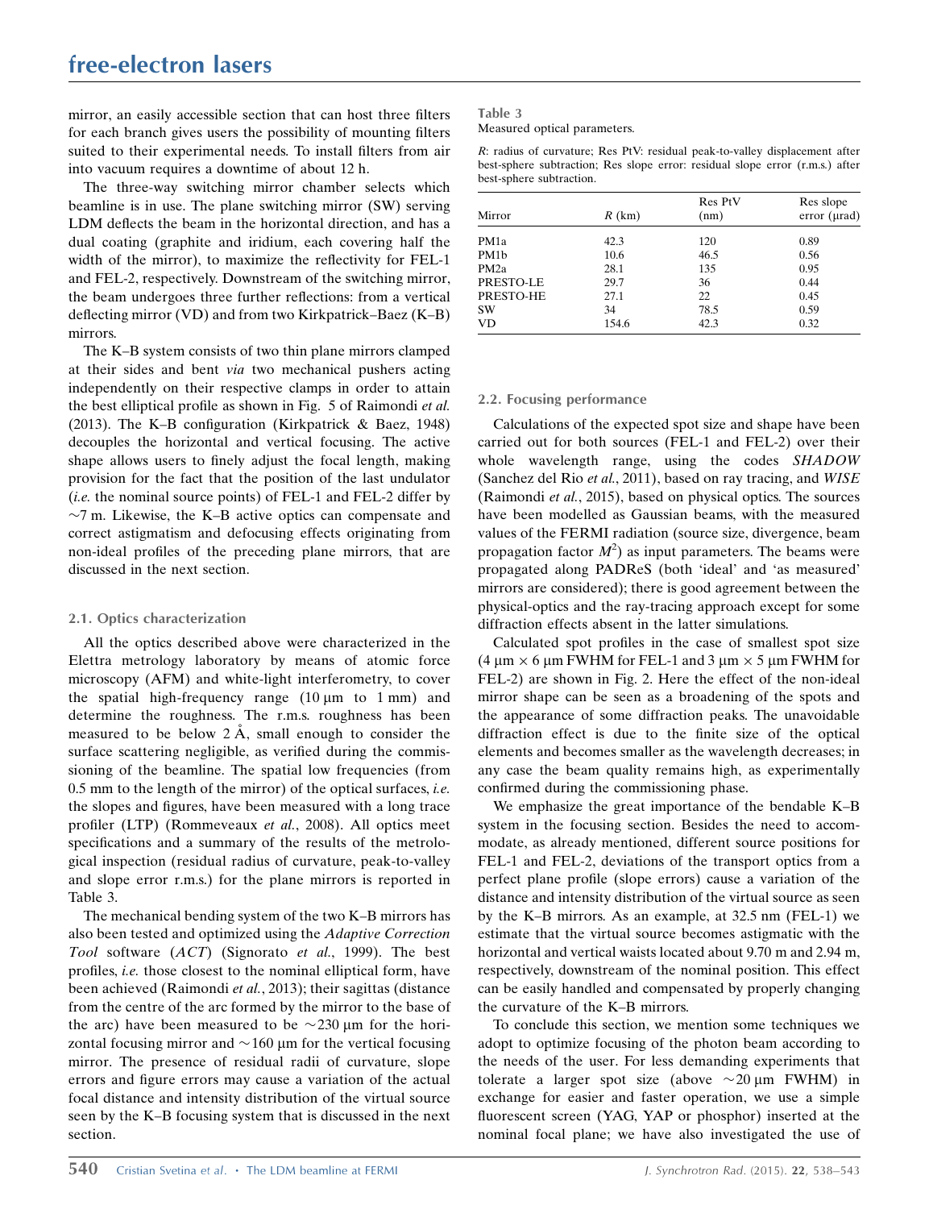mirror, an easily accessible section that can host three filters for each branch gives users the possibility of mounting filters suited to their experimental needs. To install filters from air into vacuum requires a downtime of about 12 h.

The three-way switching mirror chamber selects which beamline is in use. The plane switching mirror (SW) serving LDM deflects the beam in the horizontal direction, and has a dual coating (graphite and iridium, each covering half the width of the mirror), to maximize the reflectivity for FEL-1 and FEL-2, respectively. Downstream of the switching mirror, the beam undergoes three further reflections: from a vertical deflecting mirror (VD) and from two Kirkpatrick–Baez (K–B) mirrors.

The K–B system consists of two thin plane mirrors clamped at their sides and bent *via* two mechanical pushers acting independently on their respective clamps in order to attain the best elliptical profile as shown in Fig. 5 of Raimondi *et al.* (2013). The K–B configuration (Kirkpatrick & Baez, 1948) decouples the horizontal and vertical focusing. The active shape allows users to finely adjust the focal length, making provision for the fact that the position of the last undulator (*i.e.* the nominal source points) of FEL-1 and FEL-2 differ by ~7 m. Likewise, the K–B active optics can compensate and correct astigmatism and defocusing effects originating from non-ideal profiles of the preceding plane mirrors, that are discussed in the next section.

### 2.1. Optics characterization

All the optics described above were characterized in the Elettra metrology laboratory by means of atomic force microscopy (AFM) and white-light interferometry, to cover the spatial high-frequency range (10 µm to 1 mm) and determine the roughness. The r.m.s. roughness has been measured to be below 2 Å, small enough to consider the surface scattering negligible, as verified during the commissioning of the beamline. The spatial low frequencies (from 0.5 mm to the length of the mirror) of the optical surfaces, *i.e.* the slopes and figures, have been measured with a long trace profiler (LTP) (Rommeveaux *et al.*, 2008). All optics meet specifications and a summary of the results of the metrological inspection (residual radius of curvature, peak-to-valley and slope error r.m.s.) for the plane mirrors is reported in Table 3.

The mechanical bending system of the two K–B mirrors has also been tested and optimized using the *Adaptive Correction Tool* software (*ACT*) (Signorato *et al.*, 1999). The best profiles, *i.e.* those closest to the nominal elliptical form, have been achieved (Raimondi *et al.*, 2013); their sagittas (distance from the centre of the arc formed by the mirror to the base of the arc) have been measured to be ~230 µm for the horizontal focusing mirror and ~160 µm for the vertical focusing mirror. The presence of residual radii of curvature, slope errors and figure errors may cause a variation of the actual focal distance and intensity distribution of the virtual source seen by the K–B focusing system that is discussed in the next section.

Table 3
Measured optical parameters.

*R*: radius of curvature; Res PtV: residual peak-to-valley displacement after best-sphere subtraction; Res slope error: residual slope error (r.m.s.) after best-sphere subtraction.

| Mirror | *R* (km) | Res PtV (nm) | Res slope error (µrad) |
|---|---|---|---|
| PM1a | 42.3 | 120 | 0.89 |
| PM1b | 10.6 | 46.5 | 0.56 |
| PM2a | 28.1 | 135 | 0.95 |
| PRESTO-LE | 29.7 | 36 | 0.44 |
| PRESTO-HE | 27.1 | 22 | 0.45 |
| SW | 34 | 78.5 | 0.59 |
| VD | 154.6 | 42.3 | 0.32 |

### 2.2. Focusing performance

Calculations of the expected spot size and shape have been carried out for both sources (FEL-1 and FEL-2) over their whole wavelength range, using the codes *SHADOW* (Sanchez del Rio *et al.*, 2011), based on ray tracing, and *WISE* (Raimondi *et al.*, 2015), based on physical optics. The sources have been modelled as Gaussian beams, with the measured values of the FERMI radiation (source size, divergence, beam propagation factor $M^2$) as input parameters. The beams were propagated along PADReS (both 'ideal' and 'as measured' mirrors are considered); there is good agreement between the physical-optics and the ray-tracing approach except for some diffraction effects absent in the latter simulations.

Calculated spot profiles in the case of smallest spot size (4 µm × 6 µm FWHM for FEL-1 and 3 µm × 5 µm FWHM for FEL-2) are shown in Fig. 2. Here the effect of the non-ideal mirror shape can be seen as a broadening of the spots and the appearance of some diffraction peaks. The unavoidable diffraction effect is due to the finite size of the optical elements and becomes smaller as the wavelength decreases; in any case the beam quality remains high, as experimentally confirmed during the commissioning phase.

We emphasize the great importance of the bendable K–B system in the focusing section. Besides the need to accommodate, as already mentioned, different source positions for FEL-1 and FEL-2, deviations of the transport optics from a perfect plane profile (slope errors) cause a variation of the distance and intensity distribution of the virtual source as seen by the K–B mirrors. As an example, at 32.5 nm (FEL-1) we estimate that the virtual source becomes astigmatic with the horizontal and vertical waists located about 9.70 m and 2.94 m, respectively, downstream of the nominal position. This effect can be easily handled and compensated by properly changing the curvature of the K–B mirrors.

To conclude this section, we mention some techniques we adopt to optimize focusing of the photon beam according to the needs of the user. For less demanding experiments that tolerate a larger spot size (above ~20 µm FWHM) in exchange for easier and faster operation, we use a simple fluorescent screen (YAG, YAP or phosphor) inserted at the nominal focal plane; we have also investigated the use of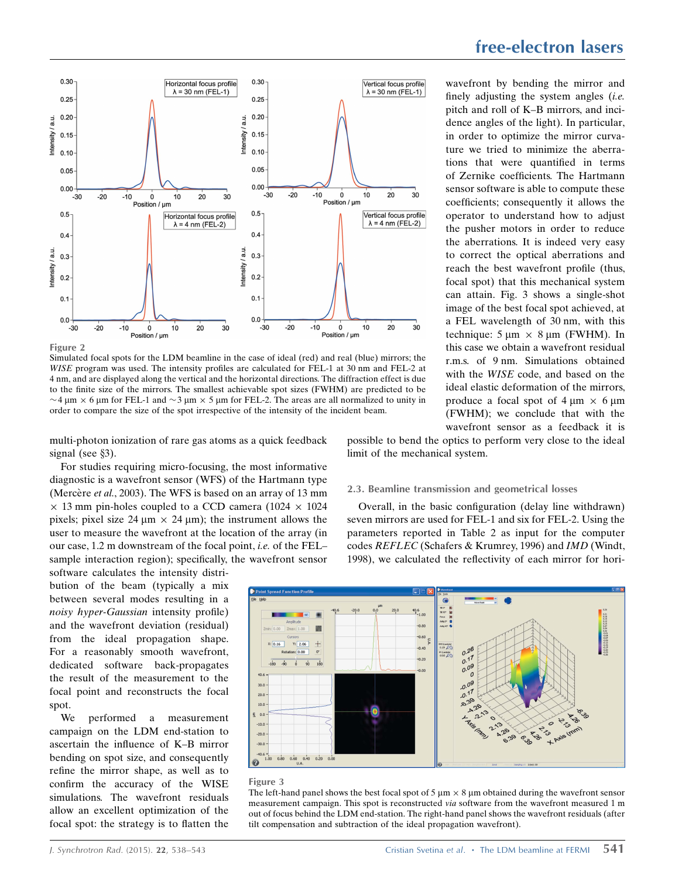Figure 2

Simulated focal spots for the LDM beamline in the case of ideal (red) and real (blue) mirrors; the *WISE* program was used. The intensity profiles are calculated for FEL-1 at 30 nm and FEL-2 at 4 nm, and are displayed along the vertical and the horizontal directions. The diffraction effect is due to the finite size of the mirrors. The smallest achievable spot sizes (FWHM) are predicted to be ~4 µm × 6 µm for FEL-1 and ~3 µm × 5 µm for FEL-2. The areas are all normalized to unity in order to compare the size of the spot irrespective of the intensity of the incident beam.

multi-photon ionization of rare gas atoms as a quick feedback signal (see §3).

For studies requiring micro-focusing, the most informative diagnostic is a wavefront sensor (WFS) of the Hartmann type (Mercère *et al.*, 2003). The WFS is based on an array of 13 mm × 13 mm pin-holes coupled to a CCD camera (1024 × 1024 pixels; pixel size 24 µm × 24 µm); the instrument allows the user to measure the wavefront at the location of the array (in our case, 1.2 m downstream of the focal point, *i.e.* of the FEL–sample interaction region); specifically, the wavefront sensor software calculates the intensity distribution of the beam (typically a mix between several modes resulting in a *noisy hyper-Gaussian* intensity profile) and the wavefront deviation (residual) from the ideal propagation shape. For a reasonably smooth wavefront, dedicated software back-propagates the result of the measurement to the focal point and reconstructs the focal spot.

We performed a measurement campaign on the LDM end-station to ascertain the influence of K–B mirror bending on spot size, and consequently refine the mirror shape, as well as to confirm the accuracy of the WISE simulations. The wavefront residuals allow an excellent optimization of the focal spot: the strategy is to flatten the wavefront by bending the mirror and finely adjusting the system angles (*i.e.* pitch and roll of K–B mirrors, and incidence angles of the light). In particular, in order to optimize the mirror curvature we tried to minimize the aberrations that were quantified in terms of Zernike coefficients. The Hartmann sensor software is able to compute these coefficients; consequently it allows the operator to understand how to adjust the pusher motors in order to reduce the aberrations. It is indeed very easy to correct the optical aberrations and reach the best wavefront profile (thus, focal spot) that this mechanical system can attain. Fig. 3 shows a single-shot image of the best focal spot achieved, at a FEL wavelength of 30 nm, with this technique: 5 µm × 8 µm (FWHM). In this case we obtain a wavefront residual r.m.s. of 9 nm. Simulations obtained with the *WISE* code, and based on the ideal elastic deformation of the mirrors, produce a focal spot of 4 µm × 6 µm (FWHM); we conclude that with the wavefront sensor as a feedback it is possible to bend the optics to perform very close to the ideal limit of the mechanical system.

### 2.3. Beamline transmission and geometrical losses

Overall, in the basic configuration (delay line withdrawn) seven mirrors are used for FEL-1 and six for FEL-2. Using the parameters reported in Table 2 as input for the computer codes *REFLEC* (Schafers & Krumrey, 1996) and *IMD* (Windt, 1998), we calculated the reflectivity of each mirror for hori-

Figure 3

The left-hand panel shows the best focal spot of 5 µm × 8 µm obtained during the wavefront sensor measurement campaign. This spot is reconstructed *via* software from the wavefront measured 1 m out of focus behind the LDM end-station. The right-hand panel shows the wavefront residuals (after tilt compensation and subtraction of the ideal propagation wavefront).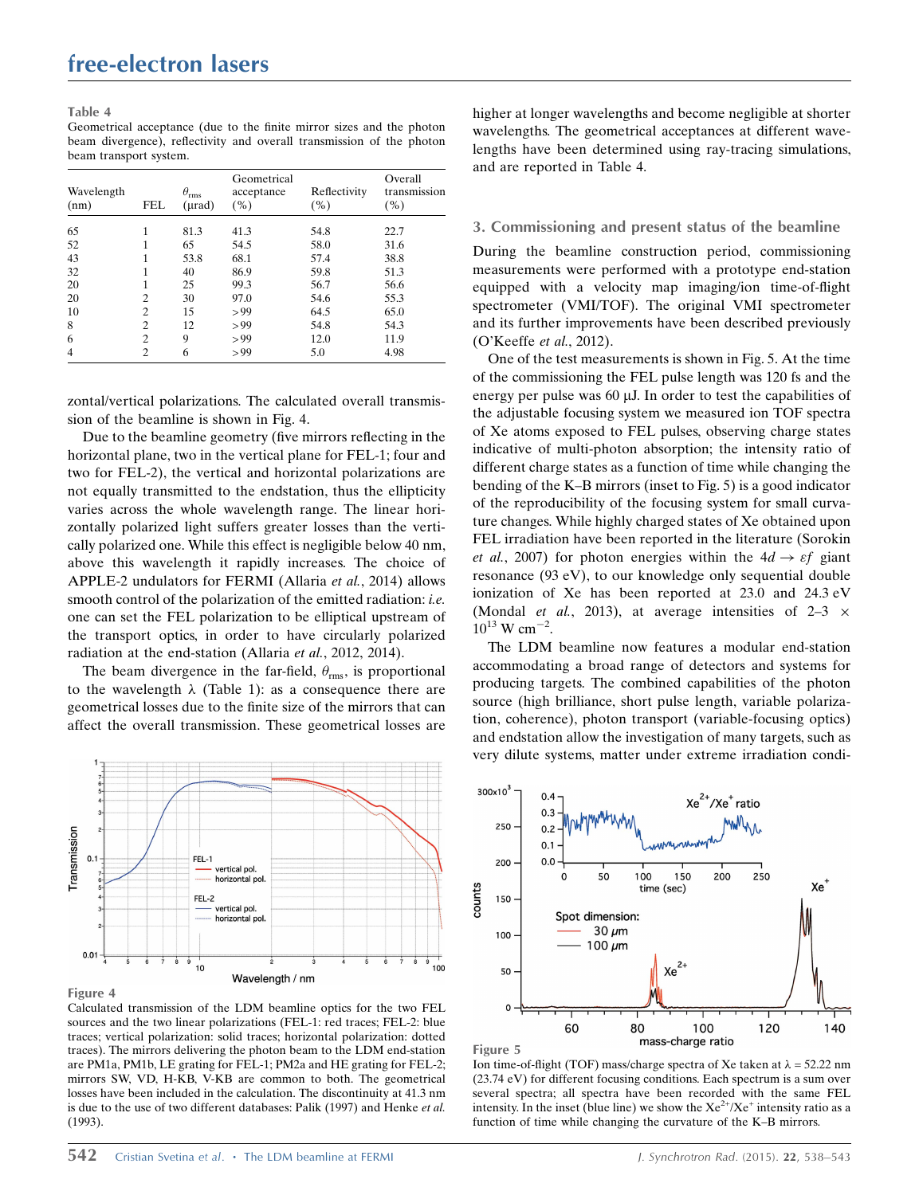**Table 4**
Geometrical acceptance (due to the finite mirror sizes and the photon beam divergence), reflectivity and overall transmission of the photon beam transport system.

| Wavelength (nm) | FEL | $\theta_{rms}$ (μrad) | Geometrical acceptance (%) | Reflectivity (%) | Overall transmission (%) |
|---|---|---|---|---|---|
| 65 | 1 | 81.3 | 41.3 | 54.8 | 22.7 |
| 52 | 1 | 65 | 54.5 | 58.0 | 31.6 |
| 43 | 1 | 53.8 | 68.1 | 57.4 | 38.8 |
| 32 | 1 | 40 | 86.9 | 59.8 | 51.3 |
| 20 | 1 | 25 | 99.3 | 56.7 | 56.6 |
| 20 | 2 | 30 | 97.0 | 54.6 | 55.3 |
| 10 | 2 | 15 | >99 | 64.5 | 65.0 |
| 8 | 2 | 12 | >99 | 54.8 | 54.3 |
| 6 | 2 | 9 | >99 | 12.0 | 11.9 |
| 4 | 2 | 6 | >99 | 5.0 | 4.98 |

zontal/vertical polarizations. The calculated overall transmission of the beamline is shown in Fig. 4.

Due to the beamline geometry (five mirrors reflecting in the horizontal plane, two in the vertical plane for FEL-1; four and two for FEL-2), the vertical and horizontal polarizations are not equally transmitted to the endstation, thus the ellipticity varies across the whole wavelength range. The linear horizontally polarized light suffers greater losses than the vertically polarized one. While this effect is negligible below 40 nm, above this wavelength it rapidly increases. The choice of APPLE-2 undulators for FERMI (Allaria *et al.*, 2014) allows smooth control of the polarization of the emitted radiation: *i.e.* one can set the FEL polarization to be elliptical upstream of the transport optics, in order to have circularly polarized radiation at the end-station (Allaria *et al.*, 2012, 2014).

The beam divergence in the far-field, $\theta_{rms}$, is proportional to the wavelength $\lambda$ (Table 1): as a consequence there are geometrical losses due to the finite size of the mirrors that can affect the overall transmission. These geometrical losses are higher at longer wavelengths and become negligible at shorter wavelengths. The geometrical acceptances at different wavelengths have been determined using ray-tracing simulations, and are reported in Table 4.

**Figure 4**
Calculated transmission of the LDM beamline optics for the two FEL sources and the two linear polarizations (FEL-1: red traces; FEL-2: blue traces; vertical polarization: solid traces; horizontal polarization: dotted traces). The mirrors delivering the photon beam to the LDM end-station are PM1a, PM1b, LE grating for FEL-1; PM2a and HE grating for FEL-2; mirrors SW, VD, H-KB, V-KB are common to both. The geometrical losses have been included in the calculation. The discontinuity at 41.3 nm is due to the use of two different databases: Palik (1997) and Henke *et al.* (1993).

## 3. Commissioning and present status of the beamline

During the beamline construction period, commissioning measurements were performed with a prototype end-station equipped with a velocity map imaging/ion time-of-flight spectrometer (VMI/TOF). The original VMI spectrometer and its further improvements have been described previously (O'Keeffe *et al.*, 2012).

One of the test measurements is shown in Fig. 5. At the time of the commissioning the FEL pulse length was 120 fs and the energy per pulse was 60 μJ. In order to test the capabilities of the adjustable focusing system we measured ion TOF spectra of Xe atoms exposed to FEL pulses, observing charge states indicative of multi-photon absorption; the intensity ratio of different charge states as a function of time while changing the bending of the K–B mirrors (inset to Fig. 5) is a good indicator of the reproducibility of the focusing system for small curvature changes. While highly charged states of Xe obtained upon FEL irradiation have been reported in the literature (Sorokin *et al.*, 2007) for photon energies within the $4d \rightarrow \varepsilon f$ giant resonance (93 eV), to our knowledge only sequential double ionization of Xe has been reported at 23.0 and 24.3 eV (Mondal *et al.*, 2013), at average intensities of 2–3 $\times$ $10^{13}$ W cm$^{-2}$.

The LDM beamline now features a modular end-station accommodating a broad range of detectors and systems for producing targets. The combined capabilities of the photon source (high brilliance, short pulse length, variable polarization, coherence), photon transport (variable-focusing optics) and endstation allow the investigation of many targets, such as very dilute systems, matter under extreme irradiation condi-

**Figure 5**
Ion time-of-flight (TOF) mass/charge spectra of Xe taken at $\lambda$ = 52.22 nm (23.74 eV) for different focusing conditions. Each spectrum is a sum over several spectra; all spectra have been recorded with the same FEL intensity. In the inset (blue line) we show the $Xe^{2+}/Xe^{+}$ intensity ratio as a function of time while changing the curvature of the K–B mirrors.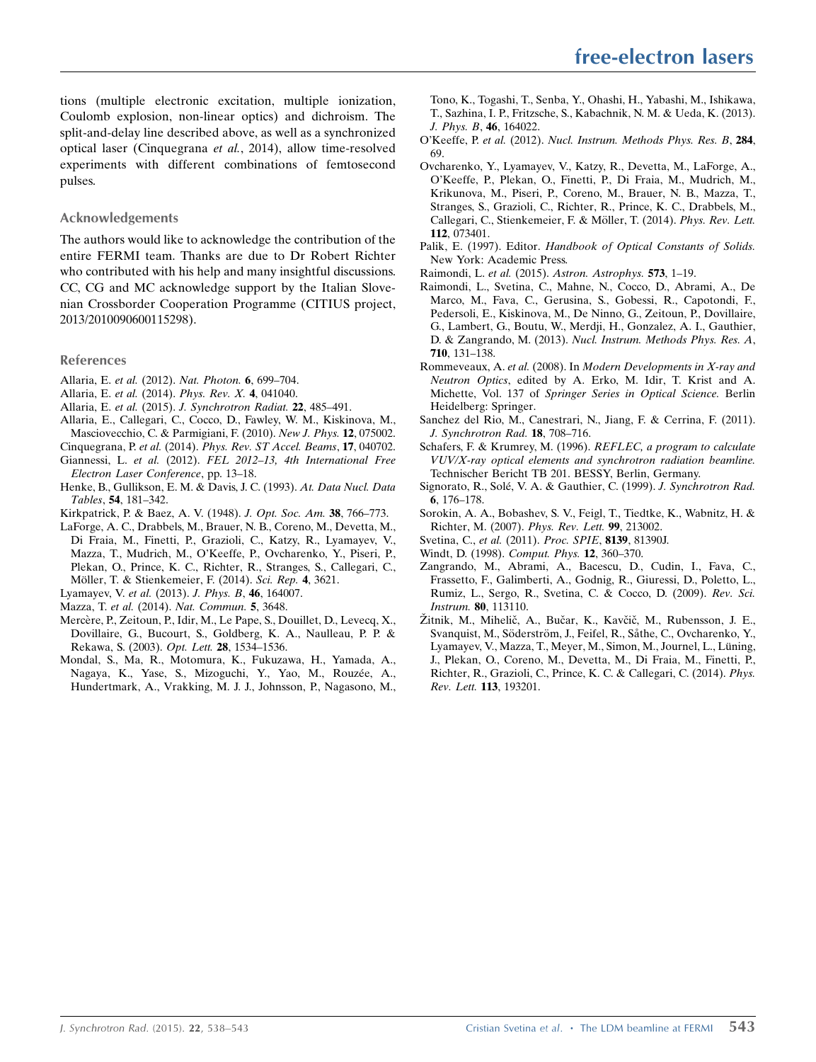tions (multiple electronic excitation, multiple ionization, Coulomb explosion, non-linear optics) and dichroism. The split-and-delay line described above, as well as a synchronized optical laser (Cinquegrana *et al.*, 2014), allow time-resolved experiments with different combinations of femtosecond pulses.

### Acknowledgements

The authors would like to acknowledge the contribution of the entire FERMI team. Thanks are due to Dr Robert Richter who contributed with his help and many insightful discussions. CC, CG and MC acknowledge support by the Italian Slovenian Crossborder Cooperation Programme (CITIUS project, 2013/2010090600115298).

### References

Allaria, E. *et al.* (2012). *Nat. Photon.* **6**, 699–704.

Allaria, E. *et al.* (2014). *Phys. Rev. X*. **4**, 041040.

Allaria, E. *et al.* (2015). *J. Synchrotron Radiat.* **22**, 485–491.

Allaria, E., Callegari, C., Cocco, D., Fawley, W. M., Kiskinova, M., Masciovecchio, C. & Parmigiani, F. (2010). *New J. Phys.* **12**, 075002.

Cinquegrana, P. *et al.* (2014). *Phys. Rev. ST Accel. Beams*, **17**, 040702.

Giannessi, L. *et al.* (2012). *FEL 2012–13, 4th International Free Electron Laser Conference*, pp. 13–18.

Henke, B., Gullikson, E. M. & Davis, J. C. (1993). *At. Data Nucl. Data Tables*, **54**, 181–342.

Kirkpatrick, P. & Baez, A. V. (1948). *J. Opt. Soc. Am.* **38**, 766–773.

LaForge, A. C., Drabbels, M., Brauer, N. B., Coreno, M., Devetta, M., Di Fraia, M., Finetti, P., Grazioli, C., Katzy, R., Lyamayev, V., Mazza, T., Mudrich, M., O'Keeffe, P., Ovcharenko, Y., Piseri, P., Plekan, O., Prince, K. C., Richter, R., Stranges, S., Callegari, C., Möller, T. & Stienkemeier, F. (2014). *Sci. Rep.* **4**, 3621.

Lyamayev, V. *et al.* (2013). *J. Phys. B*, **46**, 164007.

Mazza, T. *et al.* (2014). *Nat. Commun.* **5**, 3648.

Mercère, P., Zeitoun, P., Idir, M., Le Pape, S., Douillet, D., Levecq, X., Dovillaire, G., Bucourt, S., Goldberg, K. A., Naulleau, P. P. & Rekawa, S. (2003). *Opt. Lett.* **28**, 1534–1536.

Mondal, S., Ma, R., Motomura, K., Fukuzawa, H., Yamada, A., Nagaya, K., Yase, S., Mizoguchi, Y., Yao, M., Rouzée, A., Hundertmark, A., Vrakking, M. J. J., Johnsson, P., Nagasono, M., Tono, K., Togashi, T., Senba, Y., Ohashi, H., Yabashi, M., Ishikawa, T., Sazhina, I. P., Fritzsche, S., Kabachnik, N. M. & Ueda, K. (2013). *J. Phys. B*, **46**, 164022.

O'Keeffe, P. *et al.* (2012). *Nucl. Instrum. Methods Phys. Res. B*, **284**, 69.

Ovcharenko, Y., Lyamayev, V., Katzy, R., Devetta, M., LaForge, A., O'Keeffe, P., Plekan, O., Finetti, P., Di Fraia, M., Mudrich, M., Krikunova, M., Piseri, P., Coreno, M., Brauer, N. B., Mazza, T., Stranges, S., Grazioli, C., Richter, R., Prince, K. C., Drabbels, M., Callegari, C., Stienkemeier, F. & Möller, T. (2014). *Phys. Rev. Lett.* **112**, 073401.

Palik, E. (1997). Editor. *Handbook of Optical Constants of Solids.* New York: Academic Press.

Raimondi, L. *et al.* (2015). *Astron. Astrophys.* **573**, 1–19.

Raimondi, L., Svetina, C., Mahne, N., Cocco, D., Abrami, A., De Marco, M., Fava, C., Gerusina, S., Gobessi, R., Capotondi, F., Pedersoli, E., Kiskinova, M., De Ninno, G., Zeitoun, P., Dovillaire, G., Lambert, G., Boutu, W., Merdji, H., Gonzalez, A. I., Gauthier, D. & Zangrando, M. (2013). *Nucl. Instrum. Methods Phys. Res. A*, **710**, 131–138.

Rommeveaux, A. *et al.* (2008). In *Modern Developments in X-ray and Neutron Optics*, edited by A. Erko, M. Idir, T. Krist and A. Michette, Vol. 137 of *Springer Series in Optical Science.* Berlin Heidelberg: Springer.

Sanchez del Rio, M., Canestrari, N., Jiang, F. & Cerrina, F. (2011). *J. Synchrotron Rad.* **18**, 708–716.

Schafers, F. & Krumrey, M. (1996). *REFLEC, a program to calculate VUV/X-ray optical elements and synchrotron radiation beamline.* Technischer Bericht TB 201. BESSY, Berlin, Germany.

Signorato, R., Solé, V. A. & Gauthier, C. (1999). *J. Synchrotron Rad.* **6**, 176–178.

Sorokin, A. A., Bobashev, S. V., Feigl, T., Tiedtke, K., Wabnitz, H. & Richter, M. (2007). *Phys. Rev. Lett.* **99**, 213002.

Svetina, C., *et al.* (2011). *Proc. SPIE*, **8139**, 81390J.

Windt, D. (1998). *Comput. Phys.* **12**, 360–370.

Zangrando, M., Abrami, A., Bacescu, D., Cudin, I., Fava, C., Frassetto, F., Galimberti, A., Godnig, R., Giuressi, D., Poletto, L., Rumiz, L., Sergo, R., Svetina, C. & Cocco, D. (2009). *Rev. Sci. Instrum.* **80**, 113110.

Žitnik, M., Mihelič, A., Bučar, K., Kavčič, M., Rubensson, J. E., Svanquist, M., Söderström, J., Feifel, R., Såthe, C., Ovcharenko, Y., Lyamayev, V., Mazza, T., Meyer, M., Simon, M., Journel, L., Lüning, J., Plekan, O., Coreno, M., Devetta, M., Di Fraia, M., Finetti, P., Richter, R., Grazioli, C., Prince, K. C. & Callegari, C. (2014). *Phys. Rev. Lett.* **113**, 193201.